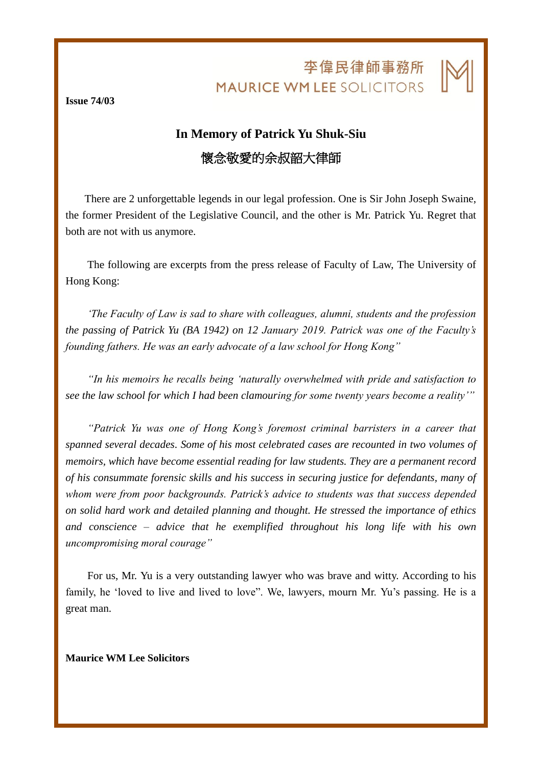李偉民律師事務所
MAURICE WM LEE SOLICITORS

**Issue 74/03**

# In Memory of Patrick Yu Shuk-Siu

# 懷念敬愛的余叔韶大律師

There are 2 unforgettable legends in our legal profession. One is Sir John Joseph Swaine, the former President of the Legislative Council, and the other is Mr. Patrick Yu. Regret that both are not with us anymore.

The following are excerpts from the press release of Faculty of Law, The University of Hong Kong:

*'The Faculty of Law is sad to share with colleagues, alumni, students and the profession the passing of Patrick Yu (BA 1942) on 12 January 2019. Patrick was one of the Faculty's founding fathers. He was an early advocate of a law school for Hong Kong"*

*"In his memoirs he recalls being 'naturally overwhelmed with pride and satisfaction to see the law school for which I had been clamouring for some twenty years become a reality'"*

*"Patrick Yu was one of Hong Kong's foremost criminal barristers in a career that spanned several decades. Some of his most celebrated cases are recounted in two volumes of memoirs, which have become essential reading for law students. They are a permanent record of his consummate forensic skills and his success in securing justice for defendants, many of whom were from poor backgrounds. Patrick's advice to students was that success depended on solid hard work and detailed planning and thought. He stressed the importance of ethics and conscience – advice that he exemplified throughout his long life with his own uncompromising moral courage"*

For us, Mr. Yu is a very outstanding lawyer who was brave and witty. According to his family, he 'loved to live and lived to love". We, lawyers, mourn Mr. Yu's passing. He is a great man.

**Maurice WM Lee Solicitors**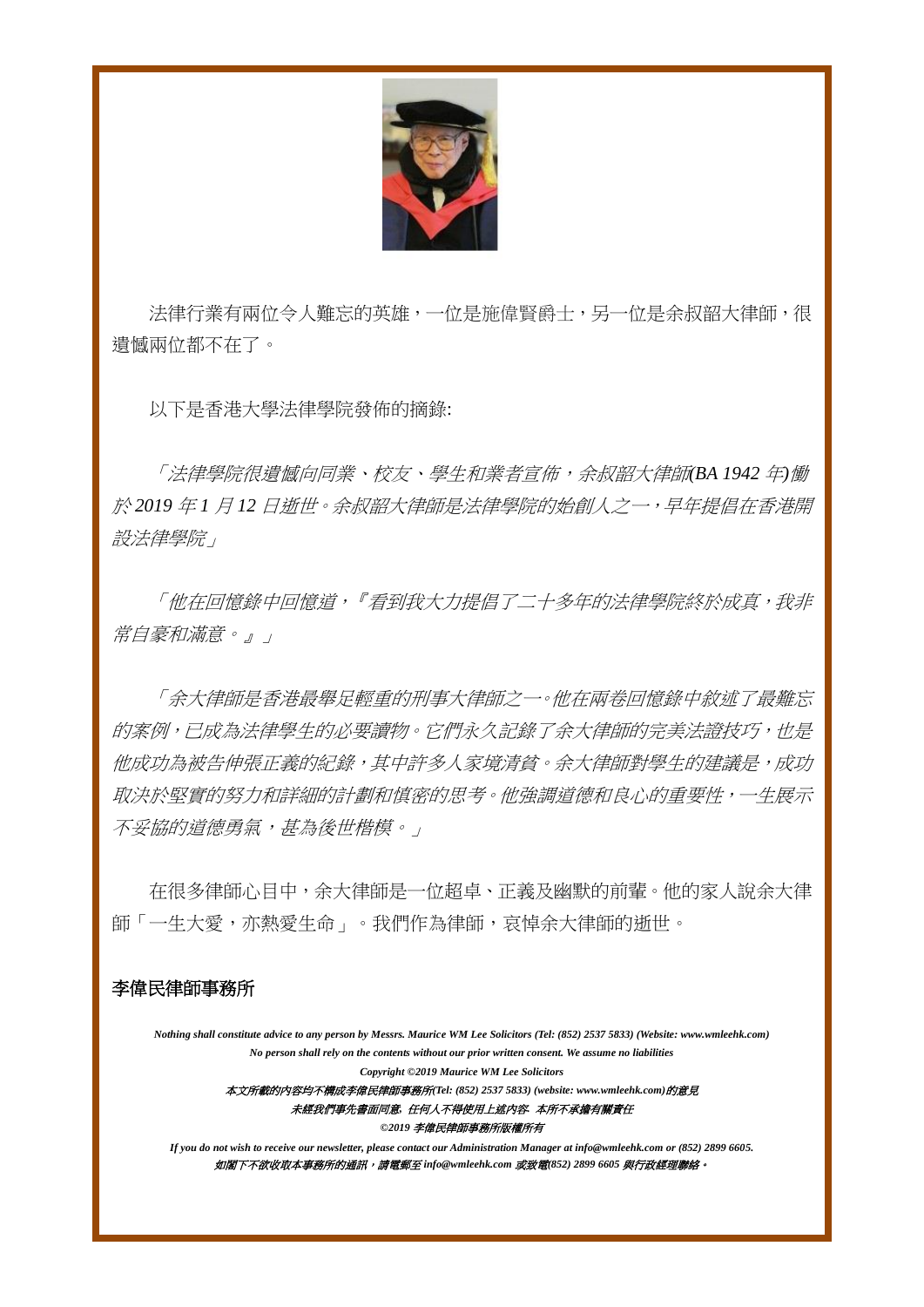法律行業有兩位令人難忘的英雄，一位是施偉賢爵士，另一位是余叔韶大律師，很遺憾兩位都不在了。

以下是香港大學法律學院發佈的摘錄:

*「法律學院很遺憾向同業、校友、學生和業者宣佈，余叔韶大律師(BA 1942 年)慟於 2019 年 1 月 12 日逝世。余叔韶大律師是法律學院的始創人之一，早年提倡在香港開設法律學院」*

*「他在回憶錄中回憶道，『看到我大力提倡了二十多年的法律學院終於成真，我非常自豪和滿意。』」*

*「余大律師是香港最舉足輕重的刑事大律師之一。他在兩卷回憶錄中敘述了最難忘的案例，已成為法律學生的必要讀物。它們永久記錄了余大律師的完美法證技巧，也是他成功為被告伸張正義的紀錄，其中許多人家境清貧。余大律師對學生的建議是，成功取決於堅實的努力和詳細的計劃和慎密的思考。他強調道德和良心的重要性，一生展示不妥協的道德勇氣，甚為後世楷模。」*

在很多律師心目中，余大律師是一位超卓、正義及幽默的前輩。他的家人說余大律師「一生大愛，亦熱愛生命」。我們作為律師，哀悼余大律師的逝世。

**李偉民律師事務所**

***Nothing shall constitute advice to any person by Messrs. Maurice WM Lee Solicitors (Tel: (852) 2537 5833) (Website: www.wmleehk.com)***
***No person shall rely on the contents without our prior written consent. We assume no liabilities***
***Copyright ©2019 Maurice WM Lee Solicitors***
***本文所載的內容均不構成李偉民律師事務所(Tel: (852) 2537 5833) (website: www.wmleehk.com)的意見***
***未經我們事先書面同意，任何人不得使用上述內容．本所不承擔有關責任***
***©2019 李偉民律師事務所版權所有***
***If you do not wish to receive our newsletter, please contact our Administration Manager at info@wmleehk.com or (852) 2899 6605.***
***如閣下不欲收取本事務所的通訊，請電郵至 info@wmleehk.com 或致電(852) 2899 6605 與行政經理聯絡。***